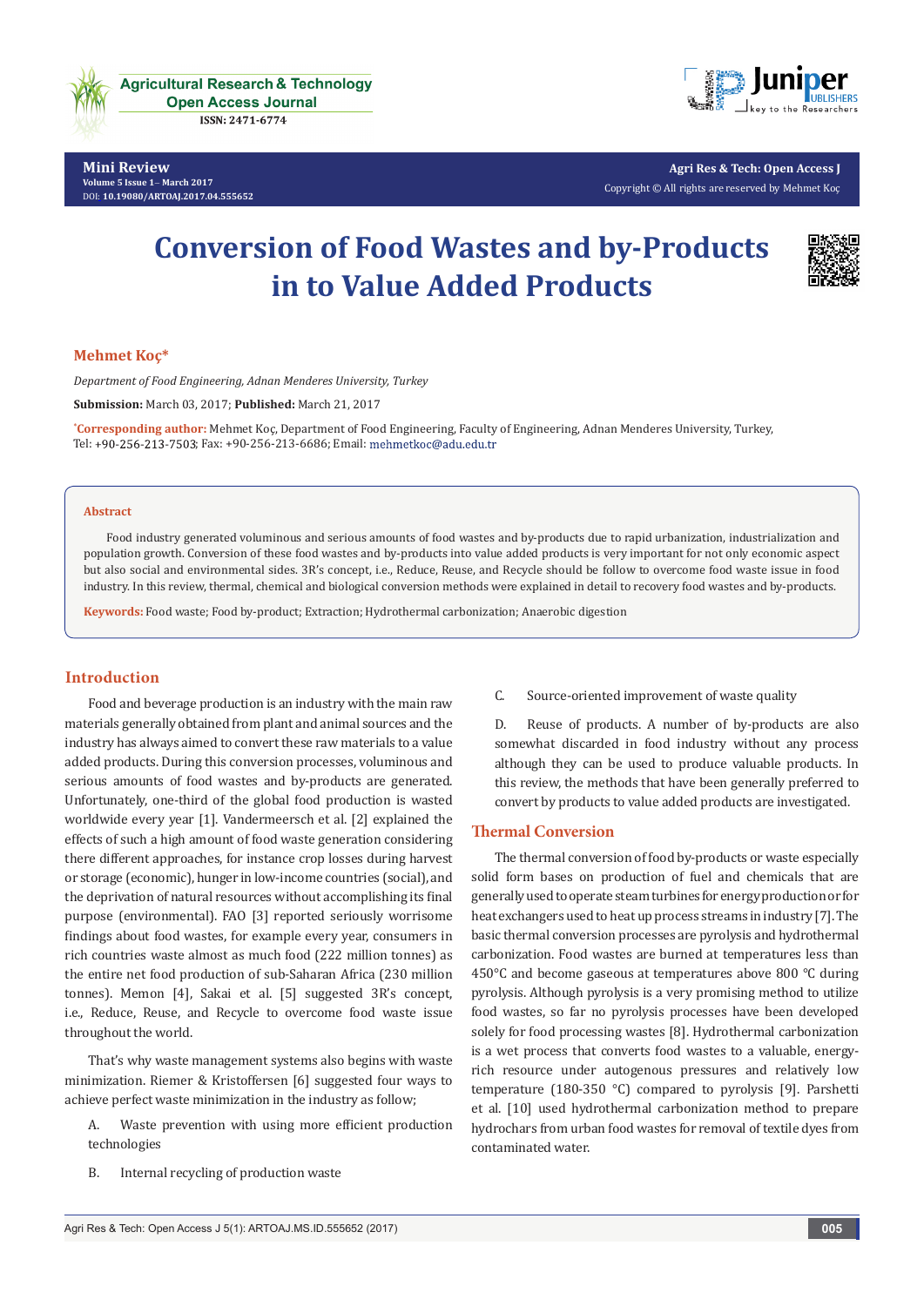Mini Review

# Conversion of Food Wastes and by-Products in to Value Added Products

**Mehmet Koç***

*Department of Food Engineering, Adnan Menderes University, Turkey*

**Submission:** March 03, 2017; **Published:** March 21, 2017

*Corresponding author: Mehmet Koç, Department of Food Engineering, Faculty of Engineering, Adnan Menderes University, Turkey, Tel: +90-256-213-7503; Fax: +90-256-213-6686; Email: mehmetkoc@adu.edu.tr

## Abstract

Food industry generated voluminous and serious amounts of food wastes and by-products due to rapid urbanization, industrialization and population growth. Conversion of these food wastes and by-products into value added products is very important for not only economic aspect but also social and environmental sides. 3R's concept, i.e., Reduce, Reuse, and Recycle should be follow to overcome food waste issue in food industry. In this review, thermal, chemical and biological conversion methods were explained in detail to recovery food wastes and by-products.

**Keywords:** Food waste; Food by-product; Extraction; Hydrothermal carbonization; Anaerobic digestion

## Introduction

Food and beverage production is an industry with the main raw materials generally obtained from plant and animal sources and the industry has always aimed to convert these raw materials to a value added products. During this conversion processes, voluminous and serious amounts of food wastes and by-products are generated. Unfortunately, one-third of the global food production is wasted worldwide every year [1]. Vandermeersch et al. [2] explained the effects of such a high amount of food waste generation considering there different approaches, for instance crop losses during harvest or storage (economic), hunger in low-income countries (social), and the deprivation of natural resources without accomplishing its final purpose (environmental). FAO [3] reported seriously worrisome findings about food wastes, for example every year, consumers in rich countries waste almost as much food (222 million tonnes) as the entire net food production of sub-Saharan Africa (230 million tonnes). Memon [4], Sakai et al. [5] suggested 3R's concept, i.e., Reduce, Reuse, and Recycle to overcome food waste issue throughout the world.

That's why waste management systems also begins with waste minimization. Riemer & Kristoffersen [6] suggested four ways to achieve perfect waste minimization in the industry as follow;

A. Waste prevention with using more efficient production technologies

B. Internal recycling of production waste

C. Source-oriented improvement of waste quality

D. Reuse of products. A number of by-products are also somewhat discarded in food industry without any process although they can be used to produce valuable products. In this review, the methods that have been generally preferred to convert by products to value added products are investigated.

## Thermal Conversion

The thermal conversion of food by-products or waste especially solid form bases on production of fuel and chemicals that are generally used to operate steam turbines for energy production or for heat exchangers used to heat up process streams in industry [7]. The basic thermal conversion processes are pyrolysis and hydrothermal carbonization. Food wastes are burned at temperatures less than 450°C and become gaseous at temperatures above 800 °C during pyrolysis. Although pyrolysis is a very promising method to utilize food wastes, so far no pyrolysis processes have been developed solely for food processing wastes [8]. Hydrothermal carbonization is a wet process that converts food wastes to a valuable, energy-rich resource under autogenous pressures and relatively low temperature (180-350 °C) compared to pyrolysis [9]. Parshetti et al. [10] used hydrothermal carbonization method to prepare hydrochars from urban food wastes for removal of textile dyes from contaminated water.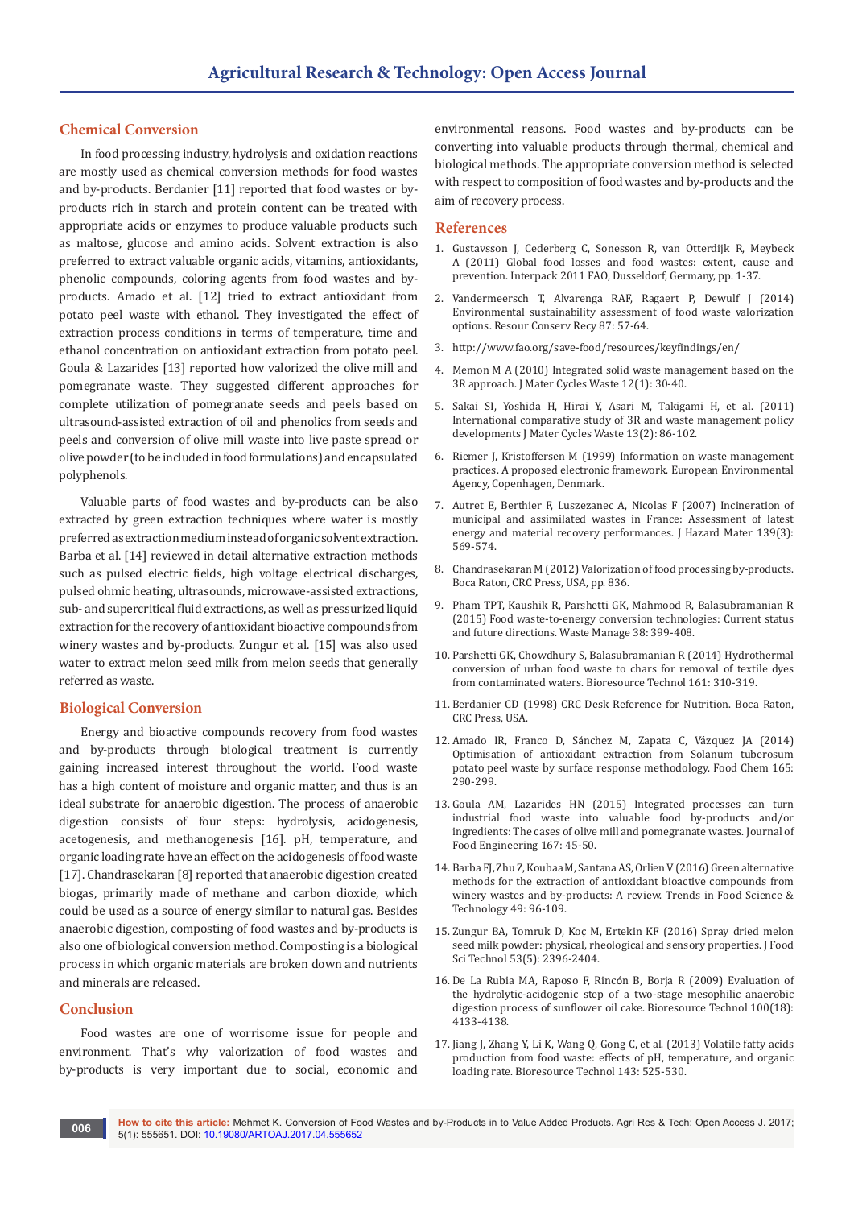## Chemical Conversion

In food processing industry, hydrolysis and oxidation reactions are mostly used as chemical conversion methods for food wastes and by-products. Berdanier [11] reported that food wastes or by-products rich in starch and protein content can be treated with appropriate acids or enzymes to produce valuable products such as maltose, glucose and amino acids. Solvent extraction is also preferred to extract valuable organic acids, vitamins, antioxidants, phenolic compounds, coloring agents from food wastes and by-products. Amado et al. [12] tried to extract antioxidant from potato peel waste with ethanol. They investigated the effect of extraction process conditions in terms of temperature, time and ethanol concentration on antioxidant extraction from potato peel. Goula & Lazarides [13] reported how valorized the olive mill and pomegranate waste. They suggested different approaches for complete utilization of pomegranate seeds and peels based on ultrasound-assisted extraction of oil and phenolics from seeds and peels and conversion of olive mill waste into live paste spread or olive powder (to be included in food formulations) and encapsulated polyphenols.

Valuable parts of food wastes and by-products can be also extracted by green extraction techniques where water is mostly preferred as extraction medium instead of organic solvent extraction. Barba et al. [14] reviewed in detail alternative extraction methods such as pulsed electric fields, high voltage electrical discharges, pulsed ohmic heating, ultrasounds, microwave-assisted extractions, sub- and supercritical fluid extractions, as well as pressurized liquid extraction for the recovery of antioxidant bioactive compounds from winery wastes and by-products. Zungur et al. [15] was also used water to extract melon seed milk from melon seeds that generally referred as waste.

## Biological Conversion

Energy and bioactive compounds recovery from food wastes and by-products through biological treatment is currently gaining increased interest throughout the world. Food waste has a high content of moisture and organic matter, and thus is an ideal substrate for anaerobic digestion. The process of anaerobic digestion consists of four steps: hydrolysis, acidogenesis, acetogenesis, and methanogenesis [16]. pH, temperature, and organic loading rate have an effect on the acidogenesis of food waste [17]. Chandrasekaran [8] reported that anaerobic digestion created biogas, primarily made of methane and carbon dioxide, which could be used as a source of energy similar to natural gas. Besides anaerobic digestion, composting of food wastes and by-products is also one of biological conversion method. Composting is a biological process in which organic materials are broken down and nutrients and minerals are released.

## Conclusion

Food wastes are one of worrisome issue for people and environment. That's why valorization of food wastes and by-products is very important due to social, economic and environmental reasons. Food wastes and by-products can be converting into valuable products through thermal, chemical and biological methods. The appropriate conversion method is selected with respect to composition of food wastes and by-products and the aim of recovery process.

## References

1. Gustavsson J, Cederberg C, Sonesson R, van Otterdijk R, Meybeck A (2011) Global food losses and food wastes: extent, cause and prevention. Interpack 2011 FAO, Dusseldorf, Germany, pp. 1-37.
2. Vandermeersch T, Alvarenga RAF, Ragaert P, Dewulf J (2014) Environmental sustainability assessment of food waste valorization options. Resour Conserv Recy 87: 57-64.
3. http://www.fao.org/save-food/resources/keyfindings/en/
4. Memon M A (2010) Integrated solid waste management based on the 3R approach. J Mater Cycles Waste 12(1): 30-40.
5. Sakai SI, Yoshida H, Hirai Y, Asari M, Takigami H, et al. (2011) International comparative study of 3R and waste management policy developments J Mater Cycles Waste 13(2): 86-102.
6. Riemer J, Kristoffersen M (1999) Information on waste management practices. A proposed electronic framework. European Environmental Agency, Copenhagen, Denmark.
7. Autret E, Berthier F, Luszezanec A, Nicolas F (2007) Incineration of municipal and assimilated wastes in France: Assessment of latest energy and material recovery performances. J Hazard Mater 139(3): 569-574.
8. Chandrasekaran M (2012) Valorization of food processing by-products. Boca Raton, CRC Press, USA, pp. 836.
9. Pham TPT, Kaushik R, Parshetti GK, Mahmood R, Balasubramanian R (2015) Food waste-to-energy conversion technologies: Current status and future directions. Waste Manage 38: 399-408.
10. Parshetti GK, Chowdhury S, Balasubramanian R (2014) Hydrothermal conversion of urban food waste to chars for removal of textile dyes from contaminated waters. Bioresource Technol 161: 310-319.
11. Berdanier CD (1998) CRC Desk Reference for Nutrition. Boca Raton, CRC Press, USA.
12. Amado IR, Franco D, Sánchez M, Zapata C, Vázquez JA (2014) Optimisation of antioxidant extraction from Solanum tuberosum potato peel waste by surface response methodology. Food Chem 165: 290-299.
13. Goula AM, Lazarides HN (2015) Integrated processes can turn industrial food waste into valuable food by-products and/or ingredients: The cases of olive mill and pomegranate wastes. Journal of Food Engineering 167: 45-50.
14. Barba FJ, Zhu Z, Koubaa M, Santana AS, Orlien V (2016) Green alternative methods for the extraction of antioxidant bioactive compounds from winery wastes and by-products: A review. Trends in Food Science & Technology 49: 96-109.
15. Zungur BA, Tomruk D, Koç M, Ertekin KF (2016) Spray dried melon seed milk powder: physical, rheological and sensory properties. J Food Sci Technol 53(5): 2396-2404.
16. De La Rubia MA, Raposo F, Rincón B, Borja R (2009) Evaluation of the hydrolytic-acidogenic step of a two-stage mesophilic anaerobic digestion process of sunflower oil cake. Bioresource Technol 100(18): 4133-4138.
17. Jiang J, Zhang Y, Li K, Wang Q, Gong C, et al. (2013) Volatile fatty acids production from food waste: effects of pH, temperature, and organic loading rate. Bioresource Technol 143: 525-530.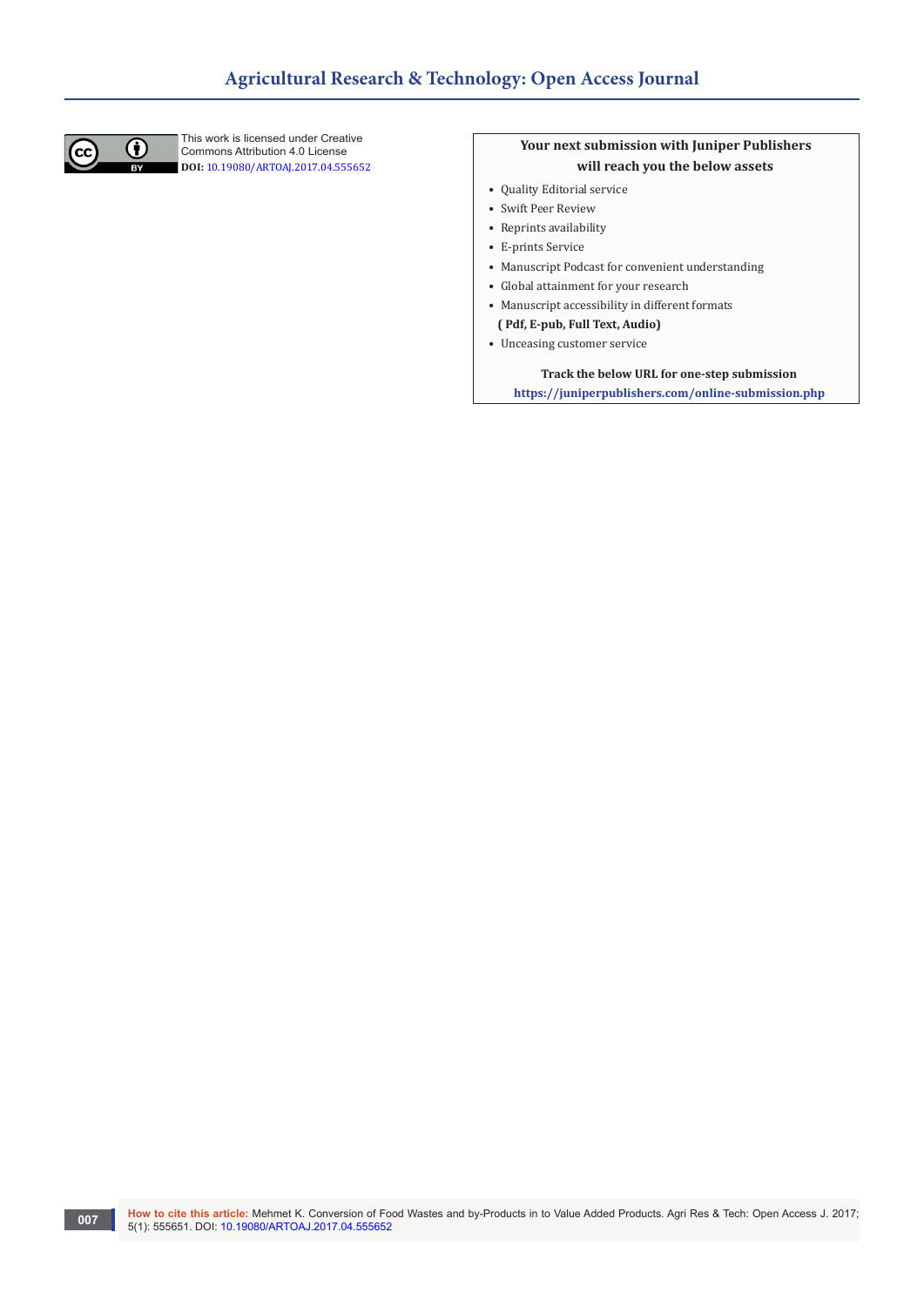This work is licensed under Creative Commons Attribution 4.0 License
**DOI:** 10.19080/ARTOAJ.2017.04.555652

**Your next submission with Juniper Publishers will reach you the below assets**

- Quality Editorial service
- Swift Peer Review
- Reprints availability
- E-prints Service
- Manuscript Podcast for convenient understanding
- Global attainment for your research
- Manuscript accessibility in different formats
  **( Pdf, E-pub, Full Text, Audio)**
- Unceasing customer service

**Track the below URL for one-step submission**
**https://juniperpublishers.com/online-submission.php**

**How to cite this article:** Mehmet K. Conversion of Food Wastes and by-Products in to Value Added Products. Agri Res & Tech: Open Access J. 2017; 5(1): 555651. DOI: 10.19080/ARTOAJ.2017.04.555652